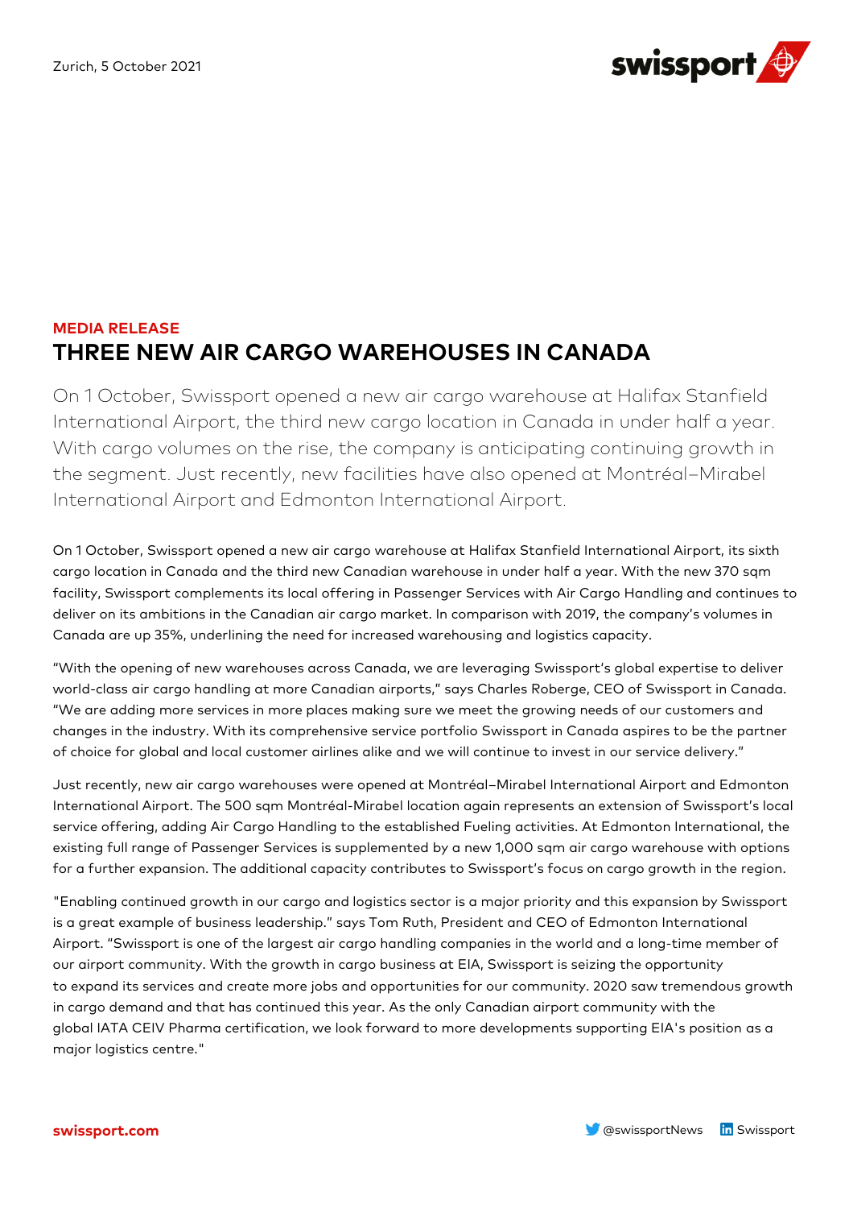Zurich, 5 October 2021

**MEDIA RELEASE**

# THREE NEW AIR CARGO WAREHOUSES IN CANADA

On 1 October, Swissport opened a new air cargo warehouse at Halifax Stanfield International Airport, the third new cargo location in Canada in under half a year. With cargo volumes on the rise, the company is anticipating continuing growth in the segment. Just recently, new facilities have also opened at Montréal–Mirabel International Airport and Edmonton International Airport.

On 1 October, Swissport opened a new air cargo warehouse at Halifax Stanfield International Airport, its sixth cargo location in Canada and the third new Canadian warehouse in under half a year. With the new 370 sqm facility, Swissport complements its local offering in Passenger Services with Air Cargo Handling and continues to deliver on its ambitions in the Canadian air cargo market. In comparison with 2019, the company's volumes in Canada are up 35%, underlining the need for increased warehousing and logistics capacity.

"With the opening of new warehouses across Canada, we are leveraging Swissport's global expertise to deliver world-class air cargo handling at more Canadian airports," says Charles Roberge, CEO of Swissport in Canada. "We are adding more services in more places making sure we meet the growing needs of our customers and changes in the industry. With its comprehensive service portfolio Swissport in Canada aspires to be the partner of choice for global and local customer airlines alike and we will continue to invest in our service delivery."

Just recently, new air cargo warehouses were opened at Montréal–Mirabel International Airport and Edmonton International Airport. The 500 sqm Montréal-Mirabel location again represents an extension of Swissport's local service offering, adding Air Cargo Handling to the established Fueling activities. At Edmonton International, the existing full range of Passenger Services is supplemented by a new 1,000 sqm air cargo warehouse with options for a further expansion. The additional capacity contributes to Swissport's focus on cargo growth in the region.

"Enabling continued growth in our cargo and logistics sector is a major priority and this expansion by Swissport is a great example of business leadership." says Tom Ruth, President and CEO of Edmonton International Airport. "Swissport is one of the largest air cargo handling companies in the world and a long-time member of our airport community. With the growth in cargo business at EIA, Swissport is seizing the opportunity to expand its services and create more jobs and opportunities for our community. 2020 saw tremendous growth in cargo demand and that has continued this year. As the only Canadian airport community with the global IATA CEIV Pharma certification, we look forward to more developments supporting EIA's position as a major logistics centre."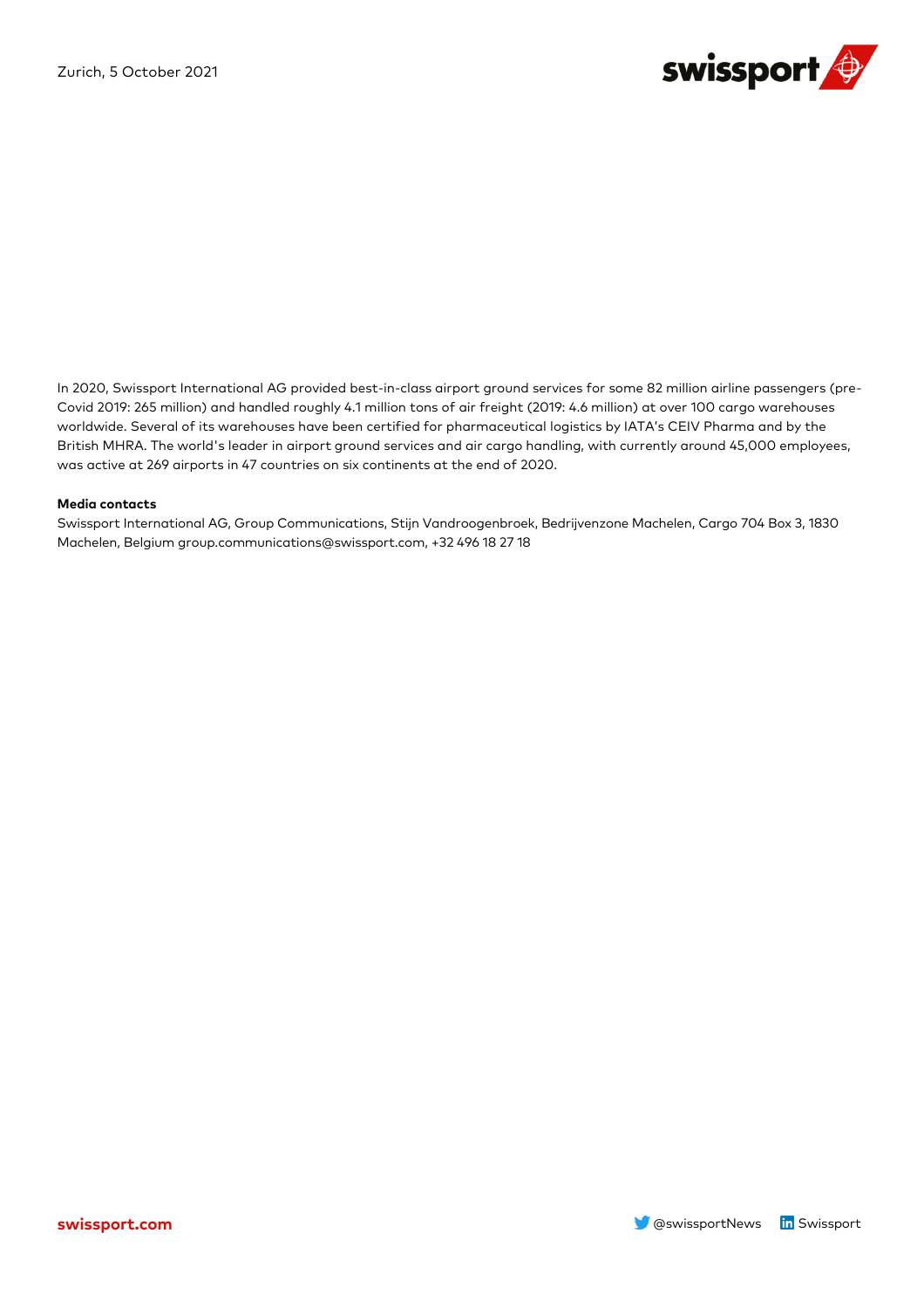In 2020, Swissport International AG provided best-in-class airport ground services for some 82 million airline passengers (pre-Covid 2019: 265 million) and handled roughly 4.1 million tons of air freight (2019: 4.6 million) at over 100 cargo warehouses worldwide. Several of its warehouses have been certified for pharmaceutical logistics by IATA's CEIV Pharma and by the British MHRA. The world's leader in airport ground services and air cargo handling, with currently around 45,000 employees, was active at 269 airports in 47 countries on six continents at the end of 2020.

**Media contacts**

Swissport International AG, Group Communications, Stijn Vandroogenbroek, Bedrijvenzone Machelen, Cargo 704 Box 3, 1830 Machelen, Belgium group.communications@swissport.com, +32 496 18 27 18